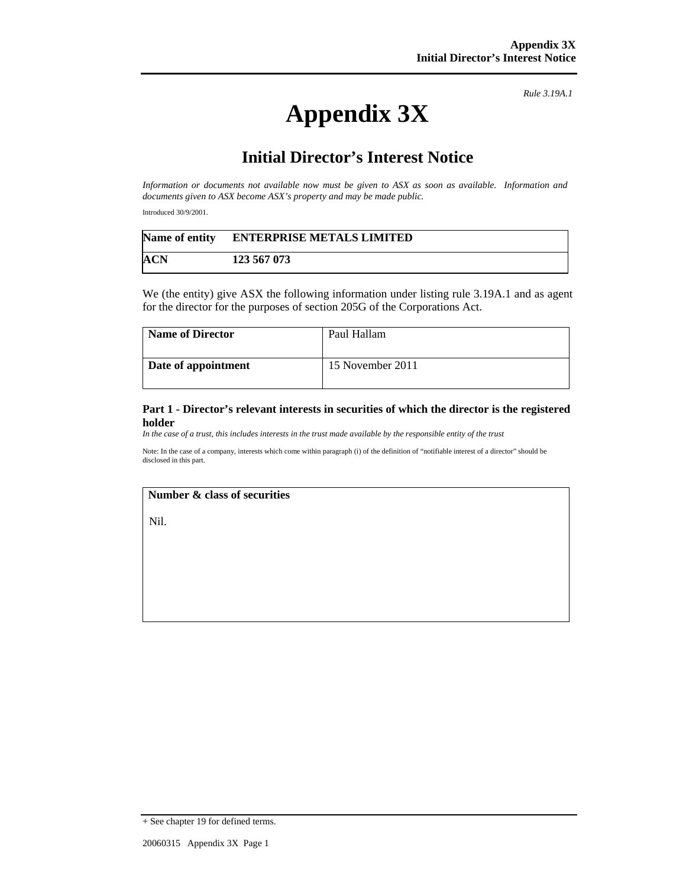*Rule 3.19A.1*

# Appendix 3X

## Initial Director's Interest Notice

*Information or documents not available now must be given to ASX as soon as available. Information and documents given to ASX become ASX's property and may be made public.*

Introduced 30/9/2001.

| Name of entity | ENTERPRISE METALS LIMITED |
|---|---|
| ACN | 123 567 073 |

We (the entity) give ASX the following information under listing rule 3.19A.1 and as agent for the director for the purposes of section 205G of the Corporations Act.

| Name of Director | Paul Hallam |
|---|---|
| Date of appointment | 15 November 2011 |

### Part 1 - Director's relevant interests in securities of which the director is the registered holder

*In the case of a trust, this includes interests in the trust made available by the responsible entity of the trust*

Note: In the case of a company, interests which come within paragraph (i) of the definition of "notifiable interest of a director" should be disclosed in this part.

| Number & class of securities |
|---|
| Nil. |

+ See chapter 19 for defined terms.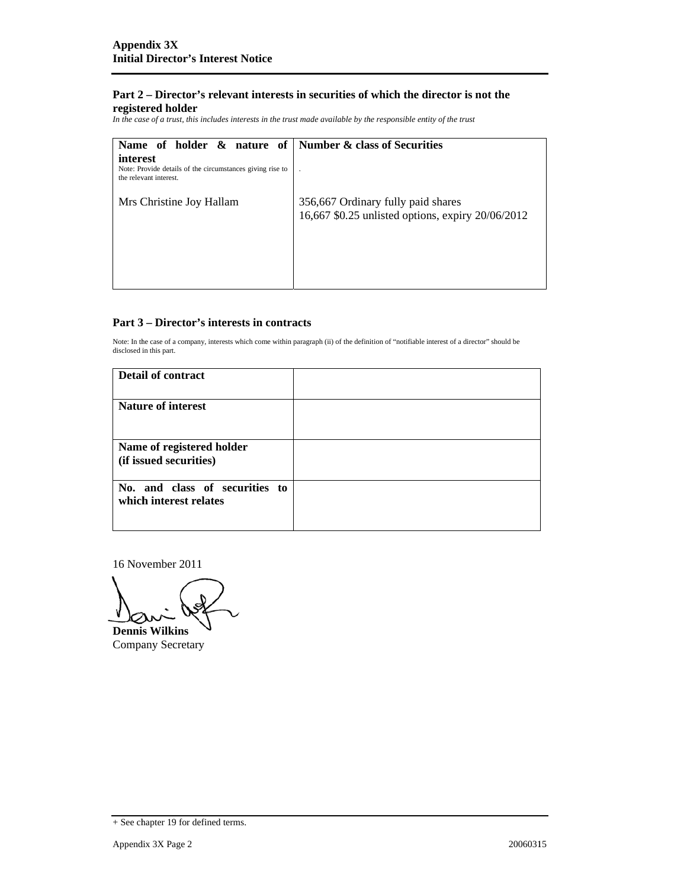**Appendix 3X**
**Initial Director's Interest Notice**

### Part 2 – Director's relevant interests in securities of which the director is not the registered holder

*In the case of a trust, this includes interests in the trust made available by the responsible entity of the trust*

| **Name of holder & nature of interest**<br>Note: Provide details of the circumstances giving rise to the relevant interest. | **Number & class of Securities**<br>. |
|---|---|
| Mrs Christine Joy Hallam | 356,667 Ordinary fully paid shares<br>16,667 $0.25 unlisted options, expiry 20/06/2012 |

### Part 3 – Director's interests in contracts

Note: In the case of a company, interests which come within paragraph (ii) of the definition of "notifiable interest of a director" should be disclosed in this part.

| | |
|---|---|
| **Detail of contract** | |
| **Nature of interest** | |
| **Name of registered holder (if issued securities)** | |
| **No. and class of securities to which interest relates** | |

16 November 2011

**Dennis Wilkins**
Company Secretary

+ See chapter 19 for defined terms.